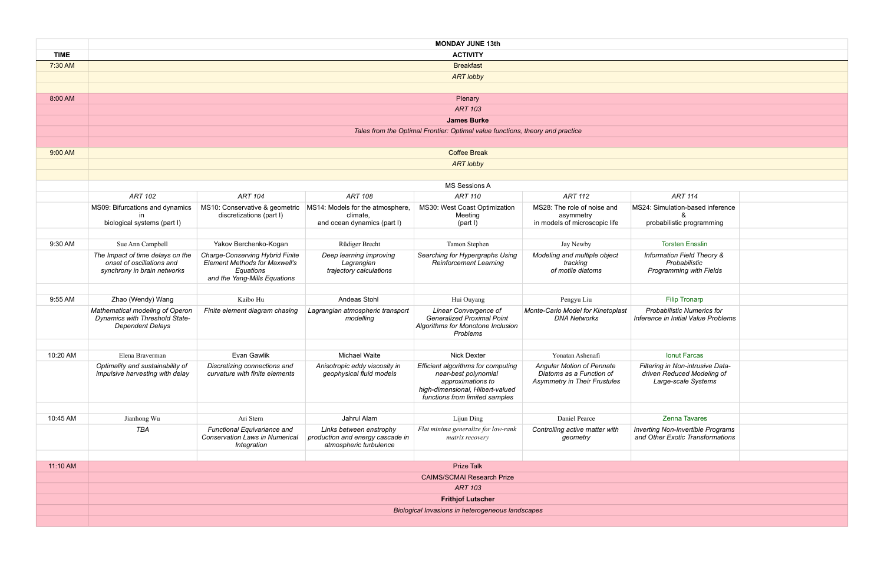| | MONDAY JUNE 13th | | | | | | |
|---|---|---|---|---|---|---|---|
| **TIME** | **ACTIVITY** | | | | | | |
| 7:30 AM | Breakfast | | | | | | |
| | *ART lobby* | | | | | | |
| 8:00 AM | Plenary | | | | | | |
| | *ART 103* | | | | | | |
| | **James Burke** | | | | | | |
| | *Tales from the Optimal Frontier: Optimal value functions, theory and practice* | | | | | | |
| 9:00 AM | Coffee Break | | | | | | |
| | *ART lobby* | | | | | | |
| | MS Sessions A | | | | | | |
| | *ART 102* | *ART 104* | *ART 108* | *ART 110* | *ART 112* | *ART 114* | |
| | MS09: Bifurcations and dynamics in biological systems (part I) | MS10: Conservative & geometric discretizations (part I) | MS14: Models for the atmosphere, climate, and ocean dynamics (part I) | MS30: West Coast Optimization Meeting (part I) | MS28: The role of noise and asymmetry in models of microscopic life | MS24: Simulation-based inference & probabilistic programming | |
| 9:30 AM | Sue Ann Campbell | Yakov Berchenko-Kogan | Rüdiger Brecht | Tamon Stephen | Jay Newby | Torsten Ensslin | |
| | *The Impact of time delays on the onset of oscillations and synchrony in brain networks* | *Charge-Conserving Hybrid Finite Element Methods for Maxwell's Equations and the Yang-Mills Equations* | *Deep learning improving Lagrangian trajectory calculations* | *Searching for Hypergraphs Using Reinforcement Learning* | *Modeling and multiple object tracking of motile diatoms* | *Information Field Theory & Probabilistic Programming with Fields* | |
| 9:55 AM | Zhao (Wendy) Wang | Kaibo Hu | Andeas Stohl | Hui Ouyang | Pengyu Liu | Filip Tronarp | |
| | *Mathematical modeling of Operon Dynamics with Threshold State-Dependent Delays* | *Finite element diagram chasing* | *Lagrangian atmospheric transport modelling* | *Linear Convergence of Generalized Proximal Point Algorithms for Monotone Inclusion Problems* | *Monte-Carlo Model for Kinetoplast DNA Networks* | *Probabilistic Numerics for Inference in Initial Value Problems* | |
| 10:20 AM | Elena Braverman | Evan Gawlik | Michael Waite | Nick Dexter | Yonatan Ashenafi | Ionut Farcas | |
| | *Optimality and sustainability of impulsive harvesting with delay* | *Discretizing connections and curvature with finite elements* | *Anisotropic eddy viscosity in geophysical fluid models* | *Efficient algorithms for computing near-best polynomial approximations to high-dimensional, Hilbert-valued functions from limited samples* | *Angular Motion of Pennate Diatoms as a Function of Asymmetry in Their Frustules* | *Filtering in Non-intrusive Data-driven Reduced Modeling of Large-scale Systems* | |
| 10:45 AM | Jianhong Wu | Ari Stern | Jahrul Alam | Lijun Ding | Daniel Pearce | Zenna Tavares | |
| | *TBA* | *Functional Equivariance and Conservation Laws in Numerical Integration* | *Links between enstrophy production and energy cascade in atmospheric turbulence* | *Flat minima generalize for low-rank matrix recovery* | *Controlling active matter with geometry* | *Inverting Non-Invertible Programs and Other Exotic Transformations* | |
| 11:10 AM | Prize Talk | | | | | | |
| | CAIMS/SCMAI Research Prize | | | | | | |
| | *ART 103* | | | | | | |
| | **Frithjof Lutscher** | | | | | | |
| | *Biological Invasions in heterogeneous landscapes* | | | | | | |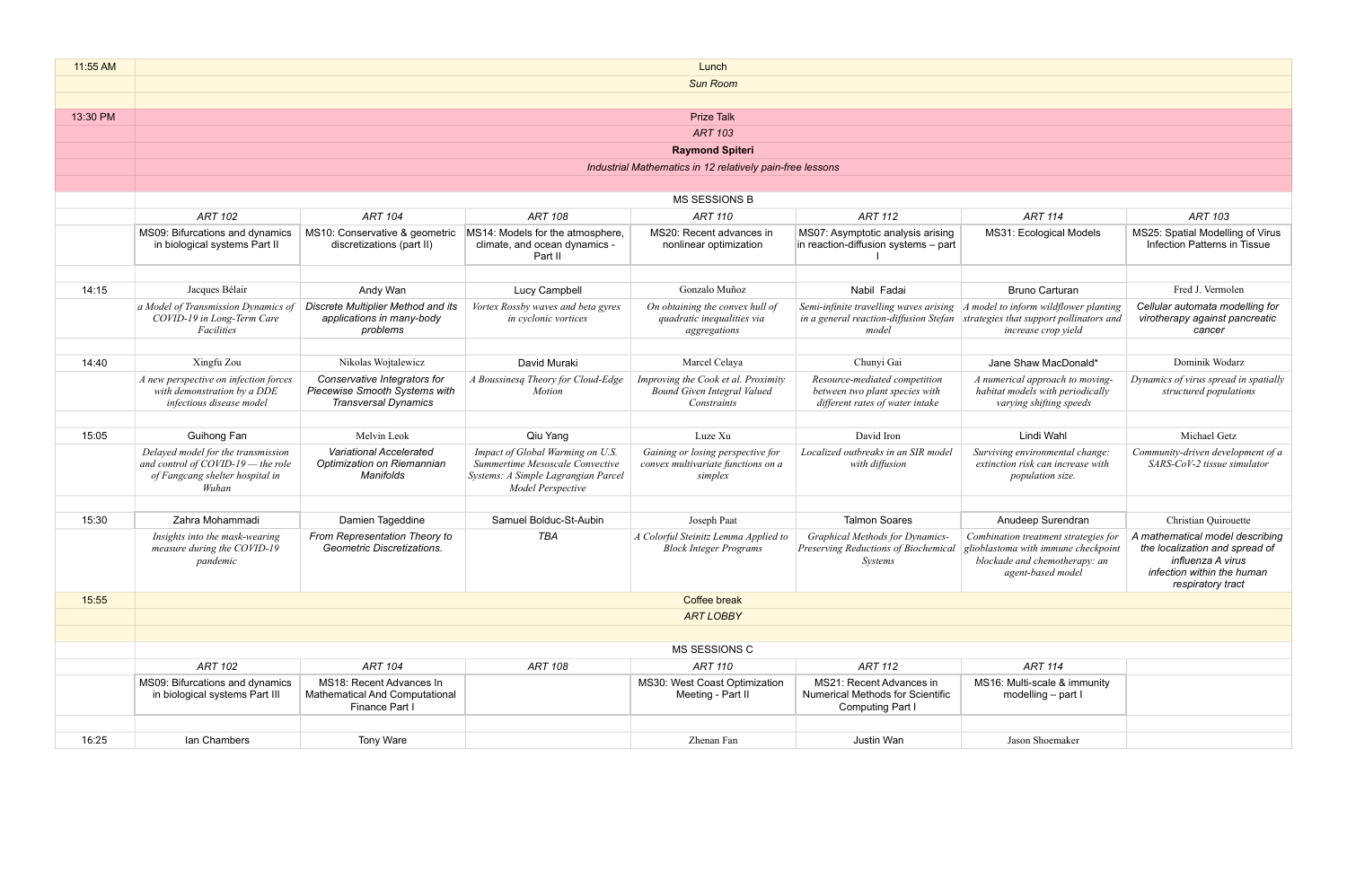| | | | | | | | |
|---|---|---|---|---|---|---|---|
| 11:55 AM | Lunch | | | | | | |
| | *Sun Room* | | | | | | |
| 13:30 PM | Prize Talk | | | | | | |
| | *ART 103* | | | | | | |
| | **Raymond Spiteri** | | | | | | |
| | *Industrial Mathematics in 12 relatively pain-free lessons* | | | | | | |
| | MS SESSIONS B | | | | | | |
| | *ART 102* | *ART 104* | *ART 108* | *ART 110* | *ART 112* | *ART 114* | *ART 103* |
| | MS09: Bifurcations and dynamics in biological systems Part II | MS10: Conservative & geometric discretizations (part II) | MS14: Models for the atmosphere, climate, and ocean dynamics - Part II | MS20: Recent advances in nonlinear optimization | MS07: Asymptotic analysis arising in reaction-diffusion systems – part I | MS31: Ecological Models | MS25: Spatial Modelling of Virus Infection Patterns in Tissue |
| 14:15 | Jacques Bélair | Andy Wan | Lucy Campbell | Gonzalo Muñoz | Nabil Fadai | Bruno Carturan | Fred J. Vermolen |
| | *a Model of Transmission Dynamics of COVID-19 in Long-Term Care Facilities* | *Discrete Multiplier Method and its applications in many-body problems* | *Vortex Rossby waves and beta gyres in cyclonic vortices* | *On obtaining the convex hull of quadratic inequalities via aggregations* | *Semi-infinite travelling waves arising in a general reaction-diffusion Stefan model* | *A model to inform wildflower planting strategies that support pollinators and increase crop yield* | *Cellular automata modelling for virotherapy against pancreatic cancer* |
| 14:40 | Xingfu Zou | Nikolas Wojtalewicz | David Muraki | Marcel Celaya | Chunyi Gai | Jane Shaw MacDonald* | Dominik Wodarz |
| | *A new perspective on infection forces with demonstration by a DDE infectious disease model* | *Conservative Integrators for Piecewise Smooth Systems with Transversal Dynamics* | *A Boussinesq Theory for Cloud-Edge Motion* | *Improving the Cook et al. Proximity Bound Given Integral Valued Constraints* | *Resource-mediated competition between two plant species with different rates of water intake* | *A numerical approach to moving-habitat models with periodically varying shifting speeds* | *Dynamics of virus spread in spatially structured populations* |
| 15:05 | Guihong Fan | Melvin Leok | Qiu Yang | Luze Xu | David Iron | Lindi Wahl | Michael Getz |
| | *Delayed model for the transmission and control of COVID-19 — the role of Fangcang shelter hospital in Wuhan* | *Variational Accelerated Optimization on Riemannian Manifolds* | *Impact of Global Warming on U.S. Summertime Mesoscale Convective Systems: A Simple Lagrangian Parcel Model Perspective* | *Gaining or losing perspective for convex multivariate functions on a simplex* | *Localized outbreaks in an SIR model with diffusion* | *Surviving environmental change: extinction risk can increase with population size.* | *Community-driven development of a SARS-CoV-2 tissue simulator* |
| 15:30 | Zahra Mohammadi | Damien Tageddine | Samuel Bolduc-St-Aubin | Joseph Paat | Talmon Soares | Anudeep Surendran | Christian Quirouette |
| | *Insights into the mask-wearing measure during the COVID-19 pandemic* | *From Representation Theory to Geometric Discretizations.* | *TBA* | *A Colorful Steinitz Lemma Applied to Block Integer Programs* | *Graphical Methods for Dynamics-Preserving Reductions of Biochemical Systems* | *Combination treatment strategies for glioblastoma with immune checkpoint blockade and chemotherapy: an agent-based model* | *A mathematical model describing the localization and spread of influenza A virus infection within the human respiratory tract* |
| 15:55 | Coffee break | | | | | | |
| | *ART LOBBY* | | | | | | |
| | MS SESSIONS C | | | | | | |
| | *ART 102* | *ART 104* | *ART 108* | *ART 110* | *ART 112* | *ART 114* | |
| | MS09: Bifurcations and dynamics in biological systems Part III | MS18: Recent Advances In Mathematical And Computational Finance Part I | | MS30: West Coast Optimization Meeting - Part II | MS21: Recent Advances in Numerical Methods for Scientific Computing Part I | MS16: Multi-scale & immunity modelling – part I | |
| 16:25 | Ian Chambers | Tony Ware | | Zhenan Fan | Justin Wan | Jason Shoemaker | |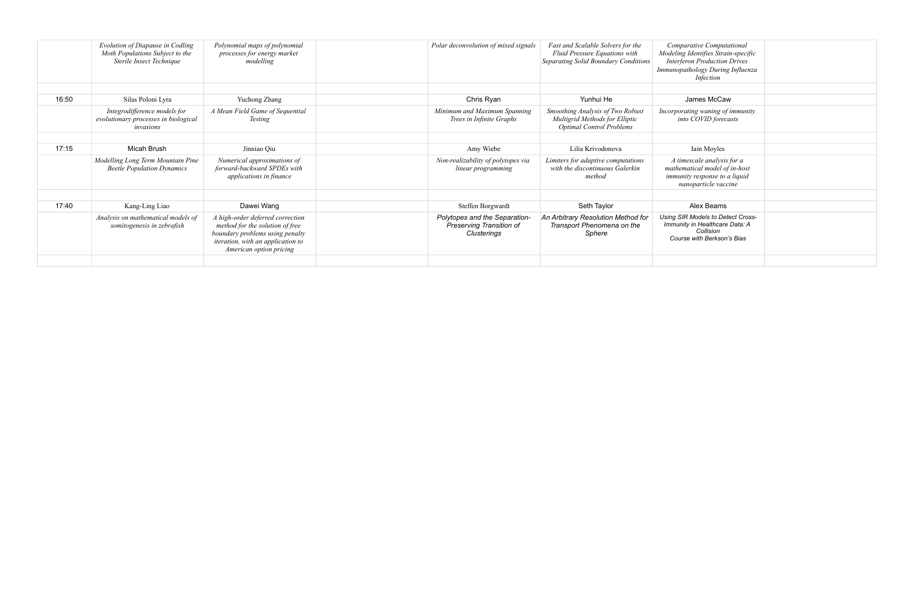| | | | | | | | |
|---|---|---|---|---|---|---|---|
| | *Evolution of Diapause in Codling Moth Populations Subject to the Sterile Insect Technique* | *Polynomial maps of polynomial processes for energy market modelling* | | *Polar deconvolution of mixed signals* | *Fast and Scalable Solvers for the Fluid Pressure Equations with Separating Solid Boundary Conditions* | *Comparative Computational Modeling Identifies Strain-specific Interferon Production Drives Immunopathology During Influenza Infection* | |
| | | | | | | | |
| 16:50 | Silas Poloni Lyra | Yuchong Zhang | | Chris Ryan | Yunhui He | James McCaw | |
| | *Integrodifference models for evolutionary processes in biological invasions* | *A Mean Field Game of Sequential Testing* | | *Minimum and Maximum Spanning Trees in Infinite Graphs* | *Smoothing Analysis of Two Robust Multigrid Methods for Elliptic Optimal Control Problems* | *Incorporating waning of immunity into COVID forecasts* | |
| | | | | | | | |
| 17:15 | Micah Brush | Jinniao Qiu | | Amy Wiebe | Lilia Krivodonova | Iain Moyles | |
| | *Modelling Long Term Mountain Pine Beetle Population Dynamics* | *Numerical approximations of forward-backward SPDEs with applications in finance* | | *Non-realizability of polytopes via linear programming* | *Limiters for adaptive computations with the discontinuous Galerkin method* | *A timescale analysis for a mathematical model of in-host immunity response to a liquid nanoparticle vaccine* | |
| | | | | | | | |
| 17:40 | Kang-Ling Liao | Dawei Wang | | Steffen Borgwardt | Seth Taylor | Alex Beams | |
| | *Analysis on mathematical models of somitogenesis in zebrafish* | *A high-order deferred correction method for the solution of free boundary problems using penalty iteration, with an application to American option pricing* | | *Polytopes and the Separation-Preserving Transition of Clusterings* | *An Arbitrary Resolution Method for Transport Phenomena on the Sphere* | *Using SIR Models to Detect Cross-Immunity in Healthcare Data: A Collision Course with Berkson's Bias* | |
| | | | | | | | |